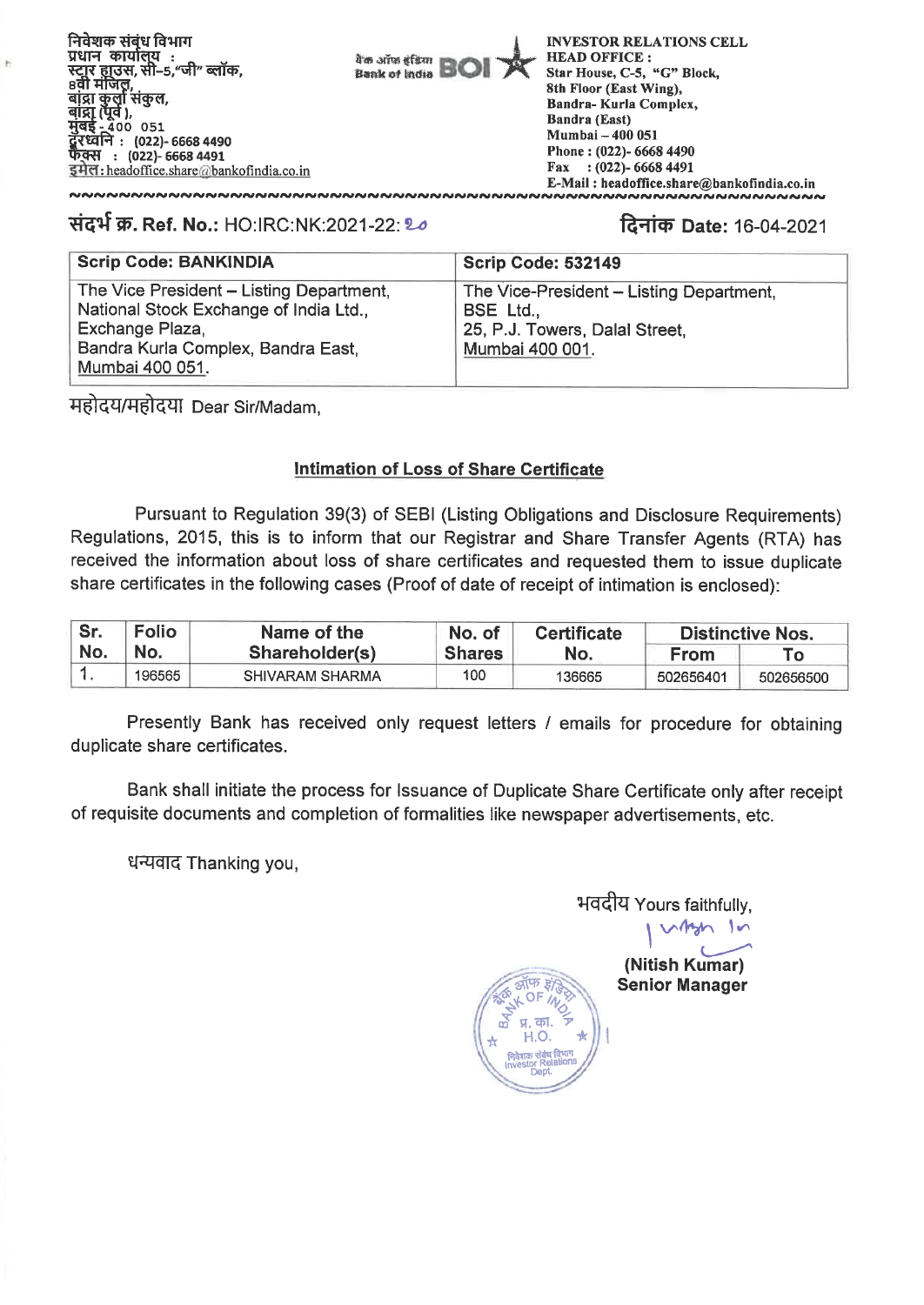निवेशक संबंध विभाग
प्रधान कार्यालय :
स्टार हाउस, सी–5, "जी" ब्लॉक,
8वी मंजिल,
बांद्रा कुर्ला संकुल,
बांद्रा (पूर्व),
मुंबई - 400 051
दूरध्वनि : (022)- 6668 4490
फैक्स : (022)- 6668 4491
इमेल : headoffice.share@bankofindia.co.in

बैंक ऑफ इंडिया Bank of India BOI

**INVESTOR RELATIONS CELL**
**HEAD OFFICE :**
**Star House, C-5, "G" Block,**
**8th Floor (East Wing),**
**Bandra- Kurla Complex,**
**Bandra (East)**
**Mumbai – 400 051**
**Phone : (022)- 6668 4490**
**Fax : (022)- 6668 4491**
**E-Mail : headoffice.share@bankofindia.co.in**

**संदर्भ क्र. Ref. No.:** HO:IRC:NK:2021-22: 20

**दिनांक Date:** 16-04-2021

| Scrip Code: BANKINDIA | Scrip Code: 532149 |
|---|---|
| The Vice President – Listing Department, National Stock Exchange of India Ltd., Exchange Plaza, Bandra Kurla Complex, Bandra East, Mumbai 400 051. | The Vice-President – Listing Department, BSE Ltd., 25, P.J. Towers, Dalal Street, Mumbai 400 001. |

महोदय/महोदया Dear Sir/Madam,

**Intimation of Loss of Share Certificate**

Pursuant to Regulation 39(3) of SEBI (Listing Obligations and Disclosure Requirements) Regulations, 2015, this is to inform that our Registrar and Share Transfer Agents (RTA) has received the information about loss of share certificates and requested them to issue duplicate share certificates in the following cases (Proof of date of receipt of intimation is enclosed):

| Sr. No. | Folio No. | Name of the Shareholder(s) | No. of Shares | Certificate No. | Distinctive Nos. | |
|---|---|---|---|---|---|---|
| | | | | | From | To |
| 1. | 196565 | SHIVARAM SHARMA | 100 | 136665 | 502656401 | 502656500 |

Presently Bank has received only request letters / emails for procedure for obtaining duplicate share certificates.

Bank shall initiate the process for Issuance of Duplicate Share Certificate only after receipt of requisite documents and completion of formalities like newspaper advertisements, etc.

धन्यवाद Thanking you,

भवदीय Yours faithfully,

**(Nitish Kumar)**
**Senior Manager**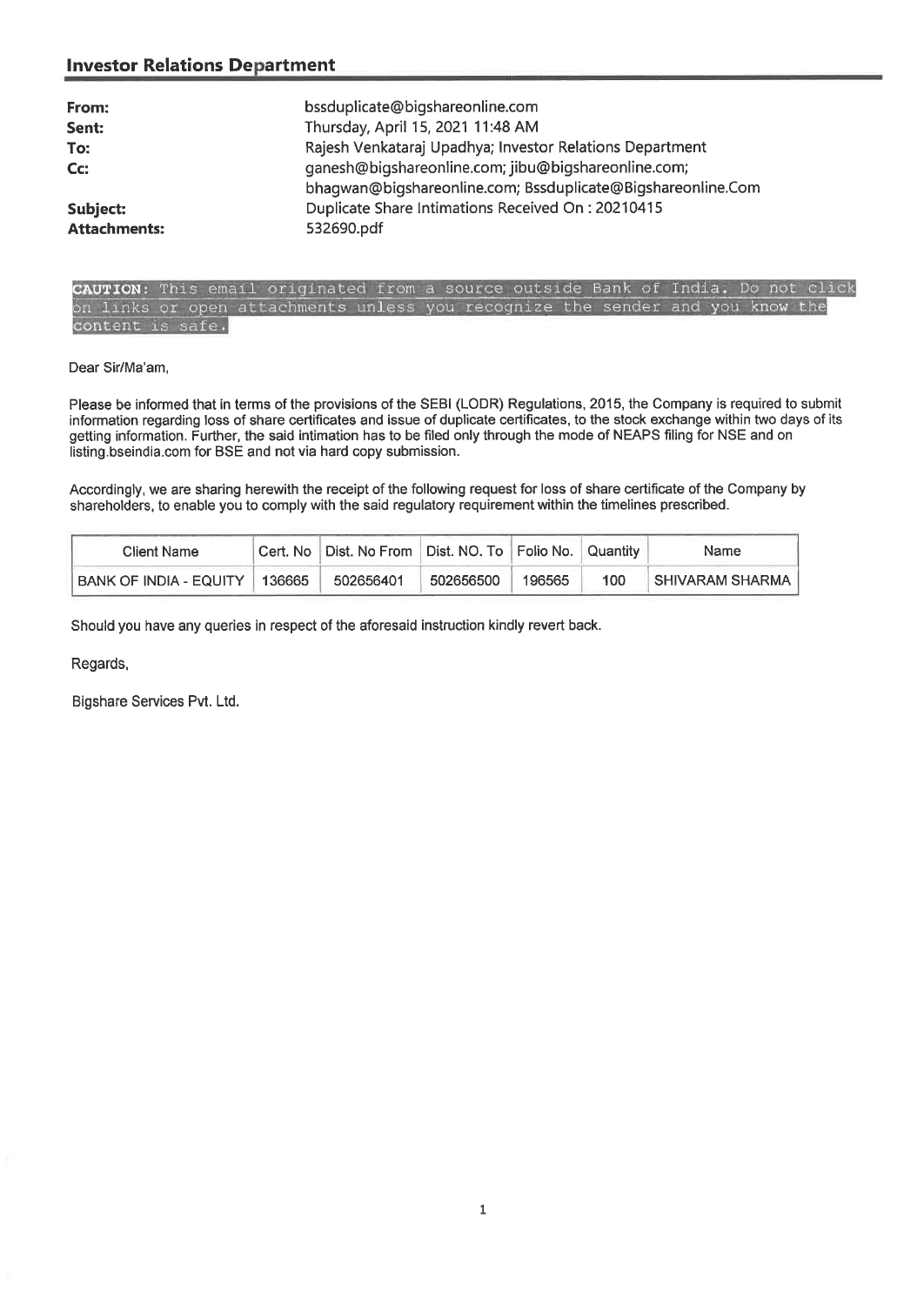## Investor Relations Department

| | |
|---|---|
| **From:** | bssduplicate@bigshareonline.com |
| **Sent:** | Thursday, April 15, 2021 11:48 AM |
| **To:** | Rajesh Venkataraj Upadhya; Investor Relations Department |
| **Cc:** | ganesh@bigshareonline.com; jibu@bigshareonline.com; bhagwan@bigshareonline.com; Bssduplicate@Bigshareonline.Com |
| **Subject:** | Duplicate Share Intimations Received On : 20210415 |
| **Attachments:** | 532690.pdf |

**CAUTION:** This email originated from a source outside Bank of India. Do not click on links or open attachments unless you recognize the sender and you know the content is safe.

Dear Sir/Ma'am,

Please be informed that in terms of the provisions of the SEBI (LODR) Regulations, 2015, the Company is required to submit information regarding loss of share certificates and issue of duplicate certificates, to the stock exchange within two days of its getting information. Further, the said intimation has to be filed only through the mode of NEAPS filing for NSE and on listing.bseindia.com for BSE and not via hard copy submission.

Accordingly, we are sharing herewith the receipt of the following request for loss of share certificate of the Company by shareholders, to enable you to comply with the said regulatory requirement within the timelines prescribed.

| Client Name | Cert. No | Dist. No From | Dist. NO. To | Folio No. | Quantity | Name |
|---|---|---|---|---|---|---|
| BANK OF INDIA - EQUITY | 136665 | 502656401 | 502656500 | 196565 | 100 | SHIVARAM SHARMA |

Should you have any queries in respect of the aforesaid instruction kindly revert back.

Regards,

Bigshare Services Pvt. Ltd.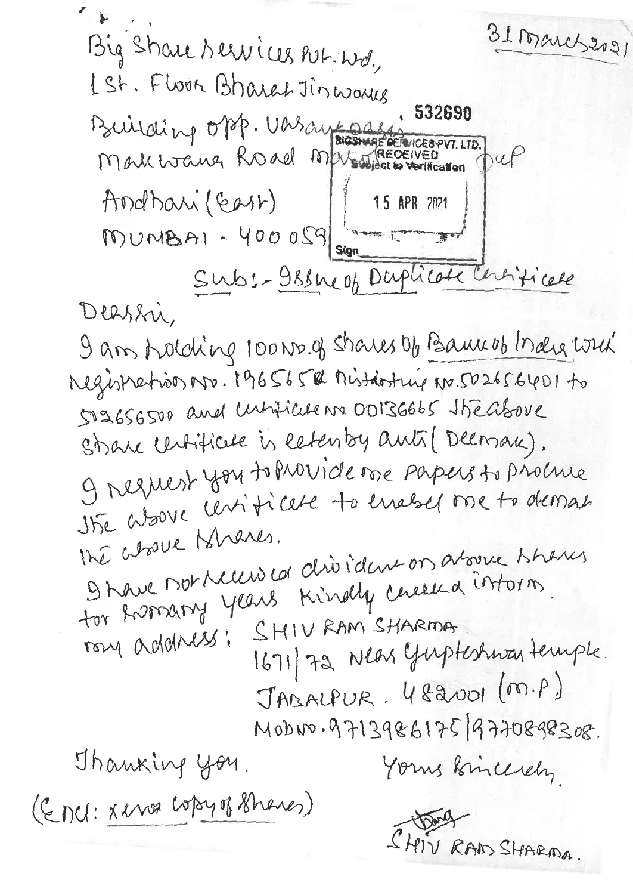31 March 2021

Big Share Services Pvt. Ltd.,
1st. Floor Bharat Tin Works
Building Opp. Vasant Oasis
Makwana Road Marol Naka
Andheri (East)
MUMBAI - 400059

532690

BIGSHARE SERVICES PVT. LTD.
RECEIVED
Subject to Verification
15 APR 2021
Sign

Sub:- Issue of Duplicate Certificate

Dear Sir,

I am holding 100 No. of shares of Bank of India with registration No. 196565 & distinctive No. 502656401 to 502656500 and certificate No. 00136665 The above share certificate is eaten by ants (Deemak).

I request you to provide me papers to procure the above certificate to enable me to demat the above shares.

I have not received dividend on above shares for so many years. Kindly check & inform.

my address: SHIV RAM SHARMA
1671/72 Near Gupteshwar temple.
JABALPUR. 482001 (M.P.)
Mob No. 9713986175 / 9770898308.

Thanking you.

Yours sincerely,

(Encl: Xerox copy of shares)

SHIV RAM SHARMA.